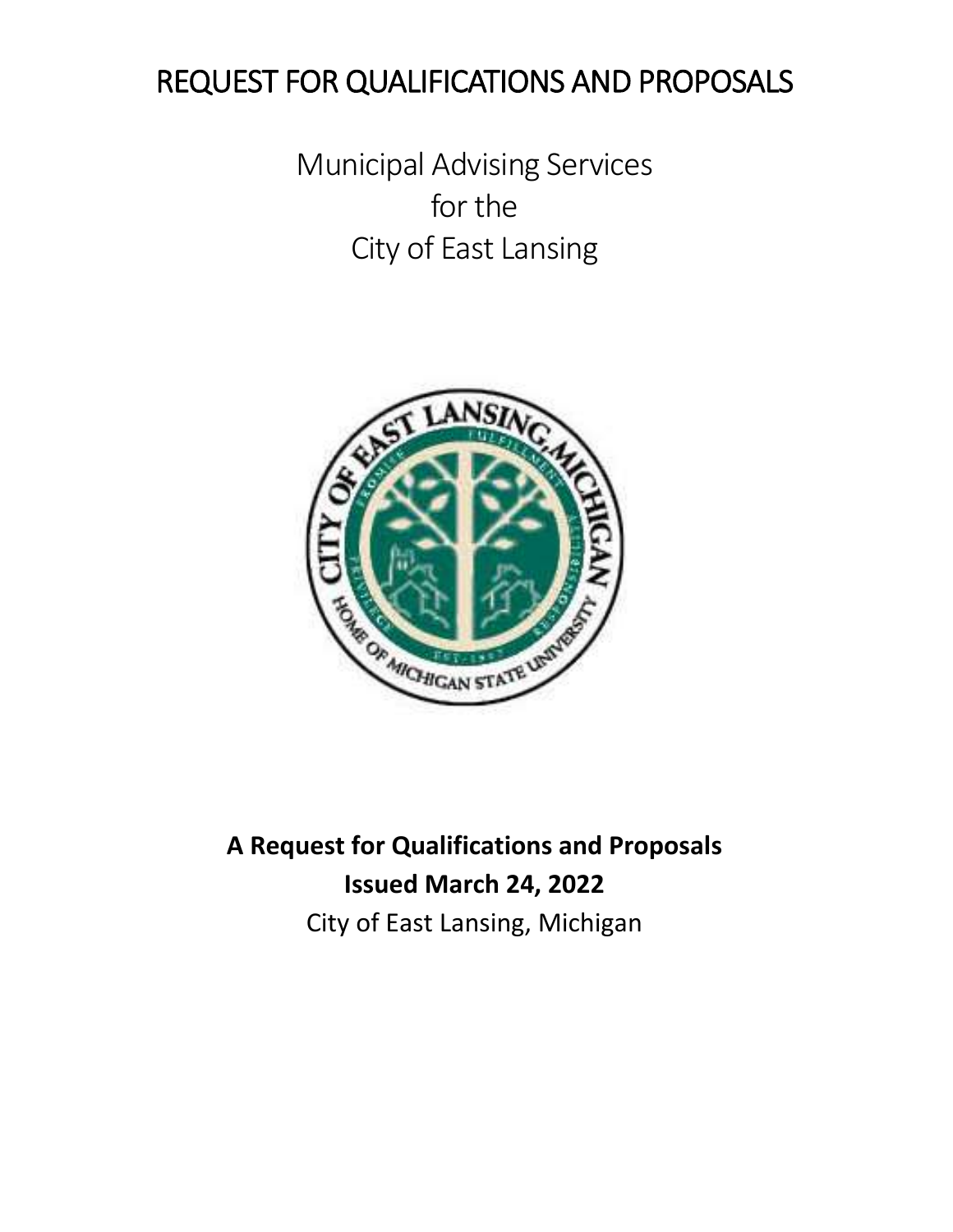# REQUEST FOR QUALIFICATIONS AND PROPOSALS

## Municipal Advising Services for the City of East Lansing

**A Request for Qualifications and Proposals**

**Issued March 24, 2022**

City of East Lansing, Michigan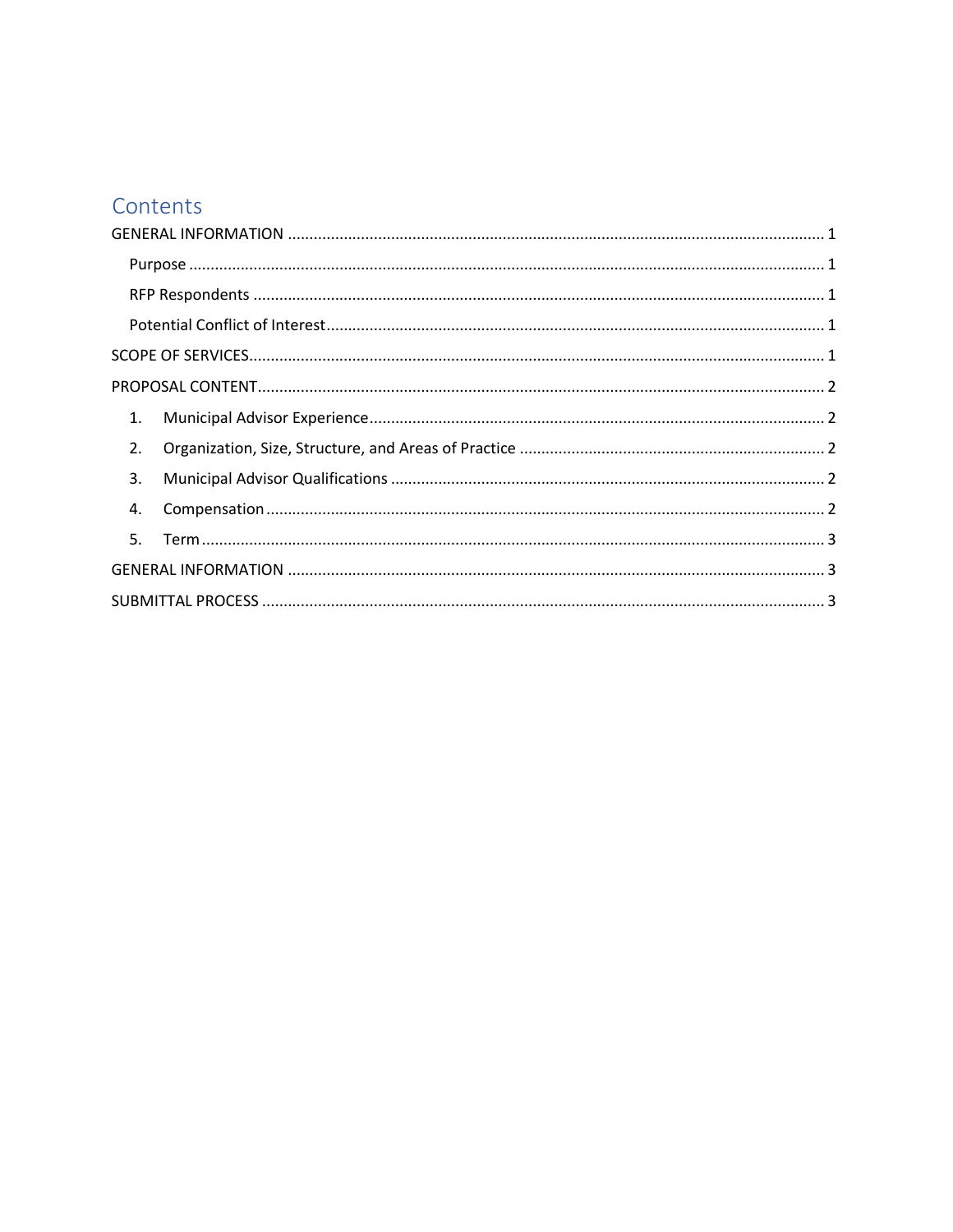# Contents

GENERAL INFORMATION ........................................................................................................................ 1

- Purpose ........................................................................................................................................ 1
- RFP Respondents ......................................................................................................................... 1
- Potential Conflict of Interest ........................................................................................................ 1

SCOPE OF SERVICES ............................................................................................................................ 1

PROPOSAL CONTENT .......................................................................................................................... 2

1. Municipal Advisor Experience ............................................................................................... 2
2. Organization, Size, Structure, and Areas of Practice ............................................................ 2
3. Municipal Advisor Qualifications .......................................................................................... 2
4. Compensation ....................................................................................................................... 2
5. Term ...................................................................................................................................... 3

GENERAL INFORMATION ........................................................................................................................ 3

SUBMITTAL PROCESS ............................................................................................................................ 3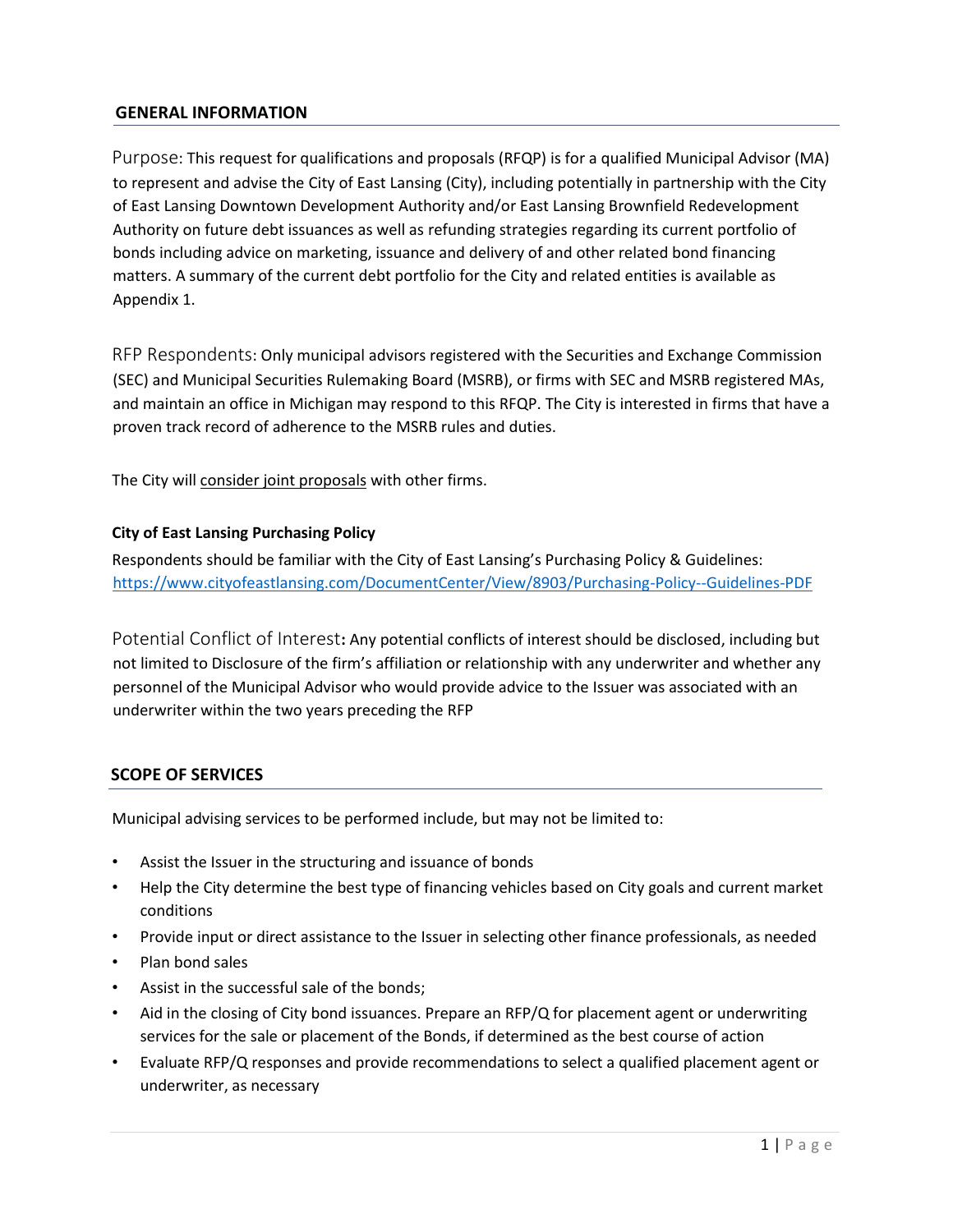## GENERAL INFORMATION

Purpose: This request for qualifications and proposals (RFQP) is for a qualified Municipal Advisor (MA) to represent and advise the City of East Lansing (City), including potentially in partnership with the City of East Lansing Downtown Development Authority and/or East Lansing Brownfield Redevelopment Authority on future debt issuances as well as refunding strategies regarding its current portfolio of bonds including advice on marketing, issuance and delivery of and other related bond financing matters. A summary of the current debt portfolio for the City and related entities is available as Appendix 1.

RFP Respondents: Only municipal advisors registered with the Securities and Exchange Commission (SEC) and Municipal Securities Rulemaking Board (MSRB), or firms with SEC and MSRB registered MAs, and maintain an office in Michigan may respond to this RFQP. The City is interested in firms that have a proven track record of adherence to the MSRB rules and duties.

The City will consider joint proposals with other firms.

**City of East Lansing Purchasing Policy**

Respondents should be familiar with the City of East Lansing's Purchasing Policy & Guidelines: https://www.cityofeastlansing.com/DocumentCenter/View/8903/Purchasing-Policy--Guidelines-PDF

Potential Conflict of Interest**:** Any potential conflicts of interest should be disclosed, including but not limited to Disclosure of the firm's affiliation or relationship with any underwriter and whether any personnel of the Municipal Advisor who would provide advice to the Issuer was associated with an underwriter within the two years preceding the RFP

## SCOPE OF SERVICES

Municipal advising services to be performed include, but may not be limited to:

- Assist the Issuer in the structuring and issuance of bonds
- Help the City determine the best type of financing vehicles based on City goals and current market conditions
- Provide input or direct assistance to the Issuer in selecting other finance professionals, as needed
- Plan bond sales
- Assist in the successful sale of the bonds;
- Aid in the closing of City bond issuances. Prepare an RFP/Q for placement agent or underwriting services for the sale or placement of the Bonds, if determined as the best course of action
- Evaluate RFP/Q responses and provide recommendations to select a qualified placement agent or underwriter, as necessary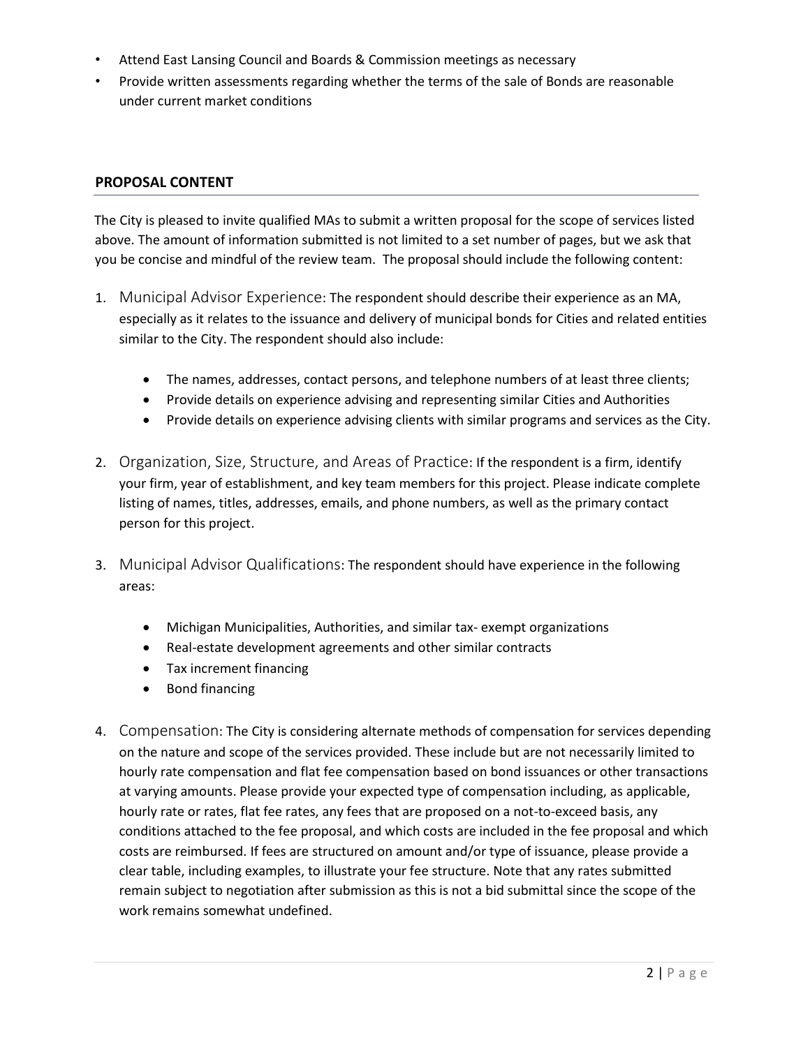- Attend East Lansing Council and Boards & Commission meetings as necessary
- Provide written assessments regarding whether the terms of the sale of Bonds are reasonable under current market conditions

## PROPOSAL CONTENT

The City is pleased to invite qualified MAs to submit a written proposal for the scope of services listed above. The amount of information submitted is not limited to a set number of pages, but we ask that you be concise and mindful of the review team. The proposal should include the following content:

1. Municipal Advisor Experience: The respondent should describe their experience as an MA, especially as it relates to the issuance and delivery of municipal bonds for Cities and related entities similar to the City. The respondent should also include:

   - The names, addresses, contact persons, and telephone numbers of at least three clients;
   - Provide details on experience advising and representing similar Cities and Authorities
   - Provide details on experience advising clients with similar programs and services as the City.

2. Organization, Size, Structure, and Areas of Practice: If the respondent is a firm, identify your firm, year of establishment, and key team members for this project. Please indicate complete listing of names, titles, addresses, emails, and phone numbers, as well as the primary contact person for this project.

3. Municipal Advisor Qualifications: The respondent should have experience in the following areas:

   - Michigan Municipalities, Authorities, and similar tax- exempt organizations
   - Real-estate development agreements and other similar contracts
   - Tax increment financing
   - Bond financing

4. Compensation: The City is considering alternate methods of compensation for services depending on the nature and scope of the services provided. These include but are not necessarily limited to hourly rate compensation and flat fee compensation based on bond issuances or other transactions at varying amounts. Please provide your expected type of compensation including, as applicable, hourly rate or rates, flat fee rates, any fees that are proposed on a not-to-exceed basis, any conditions attached to the fee proposal, and which costs are included in the fee proposal and which costs are reimbursed. If fees are structured on amount and/or type of issuance, please provide a clear table, including examples, to illustrate your fee structure. Note that any rates submitted remain subject to negotiation after submission as this is not a bid submittal since the scope of the work remains somewhat undefined.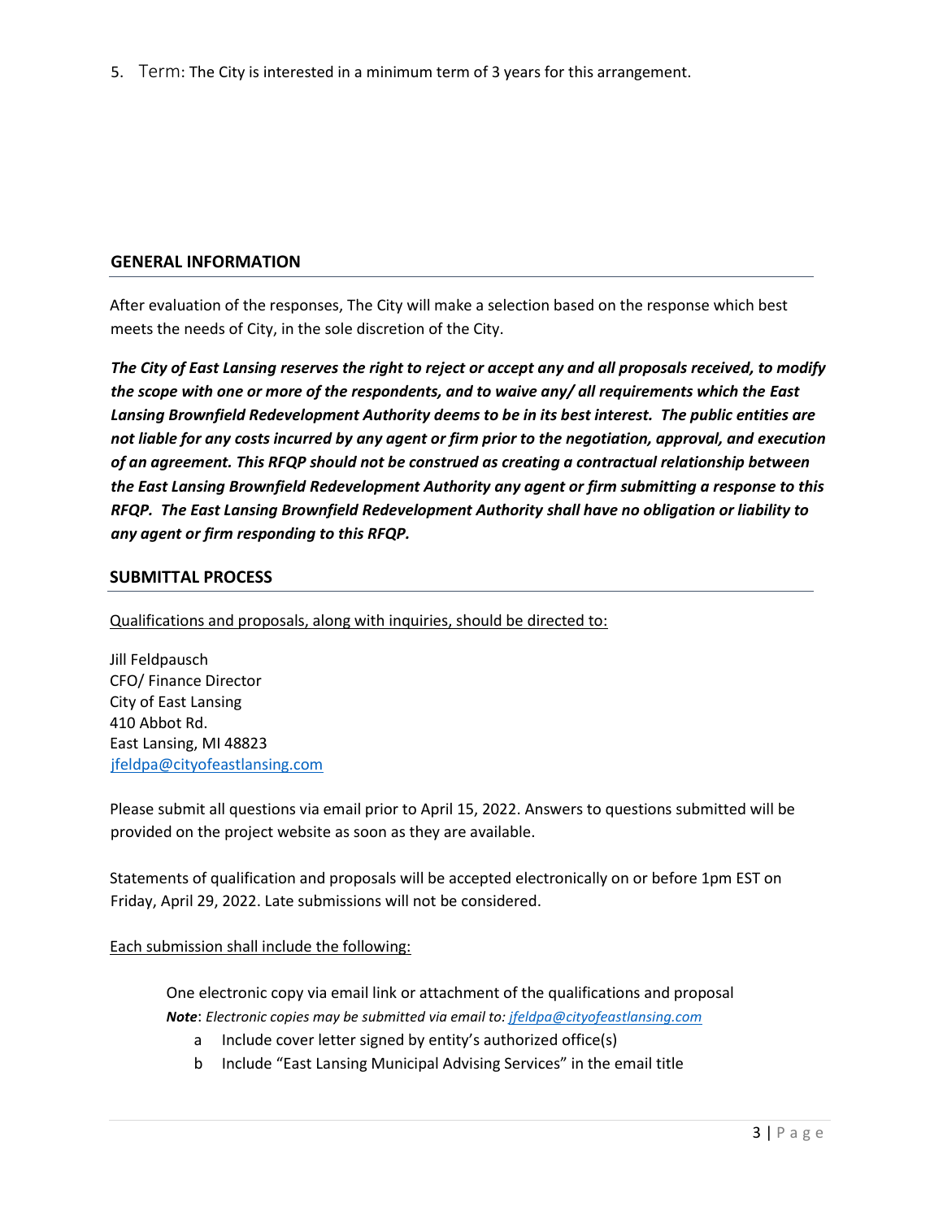5. Term: The City is interested in a minimum term of 3 years for this arrangement.

## GENERAL INFORMATION

After evaluation of the responses, The City will make a selection based on the response which best meets the needs of City, in the sole discretion of the City.

***The City of East Lansing reserves the right to reject or accept any and all proposals received, to modify the scope with one or more of the respondents, and to waive any/ all requirements which the East Lansing Brownfield Redevelopment Authority deems to be in its best interest. The public entities are not liable for any costs incurred by any agent or firm prior to the negotiation, approval, and execution of an agreement. This RFQP should not be construed as creating a contractual relationship between the East Lansing Brownfield Redevelopment Authority any agent or firm submitting a response to this RFQP. The East Lansing Brownfield Redevelopment Authority shall have no obligation or liability to any agent or firm responding to this RFQP.***

## SUBMITTAL PROCESS

Qualifications and proposals, along with inquiries, should be directed to:

Jill Feldpausch
CFO/ Finance Director
City of East Lansing
410 Abbot Rd.
East Lansing, MI 48823
jfeldpa@cityofeastlansing.com

Please submit all questions via email prior to April 15, 2022. Answers to questions submitted will be provided on the project website as soon as they are available.

Statements of qualification and proposals will be accepted electronically on or before 1pm EST on Friday, April 29, 2022. Late submissions will not be considered.

Each submission shall include the following:

One electronic copy via email link or attachment of the qualifications and proposal
***Note***: *Electronic copies may be submitted via email to: jfeldpa@cityofeastlansing.com*

a. Include cover letter signed by entity's authorized office(s)
b. Include "East Lansing Municipal Advising Services" in the email title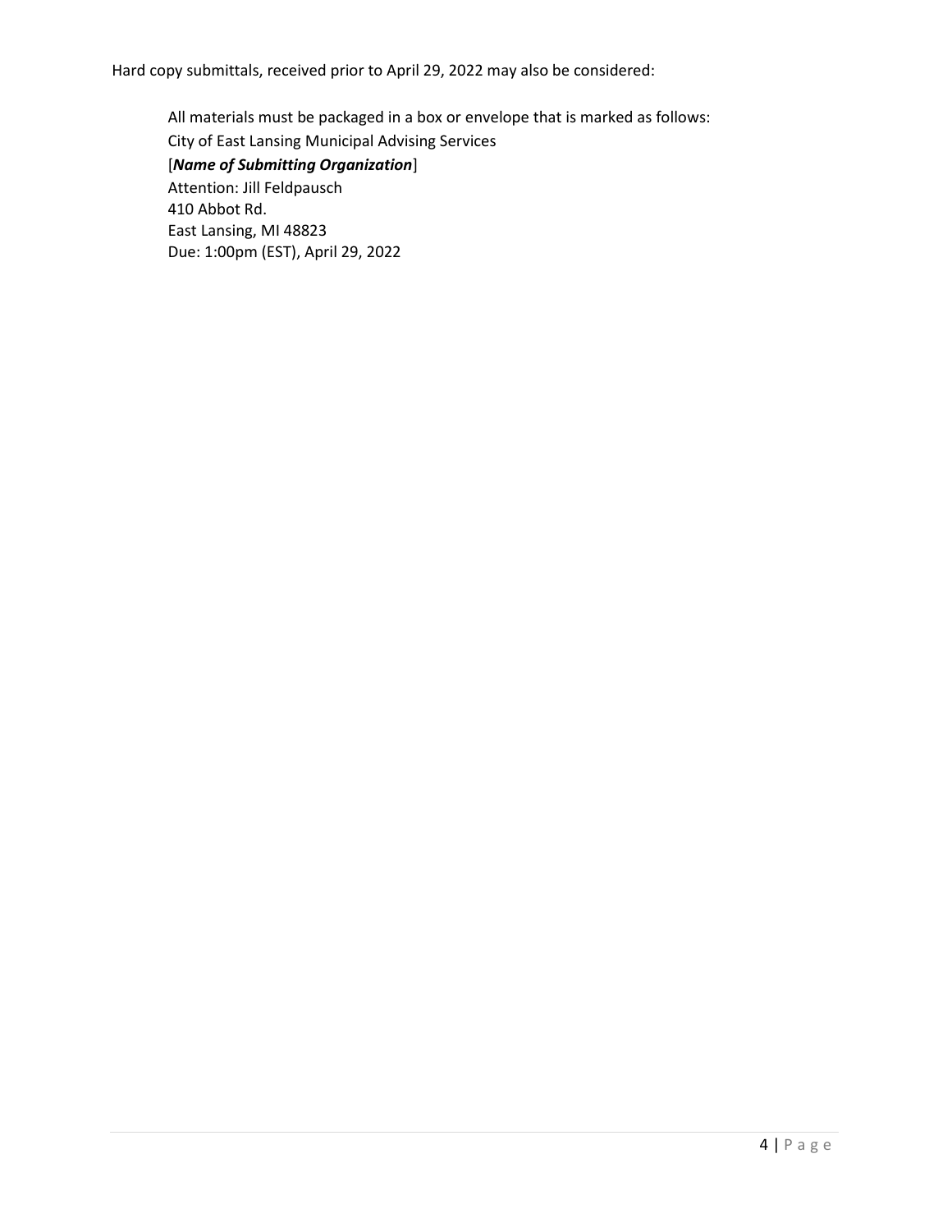Hard copy submittals, received prior to April 29, 2022 may also be considered:

All materials must be packaged in a box or envelope that is marked as follows:
City of East Lansing Municipal Advising Services
[***Name of Submitting Organization***]
Attention: Jill Feldpausch
410 Abbot Rd.
East Lansing, MI 48823
Due: 1:00pm (EST), April 29, 2022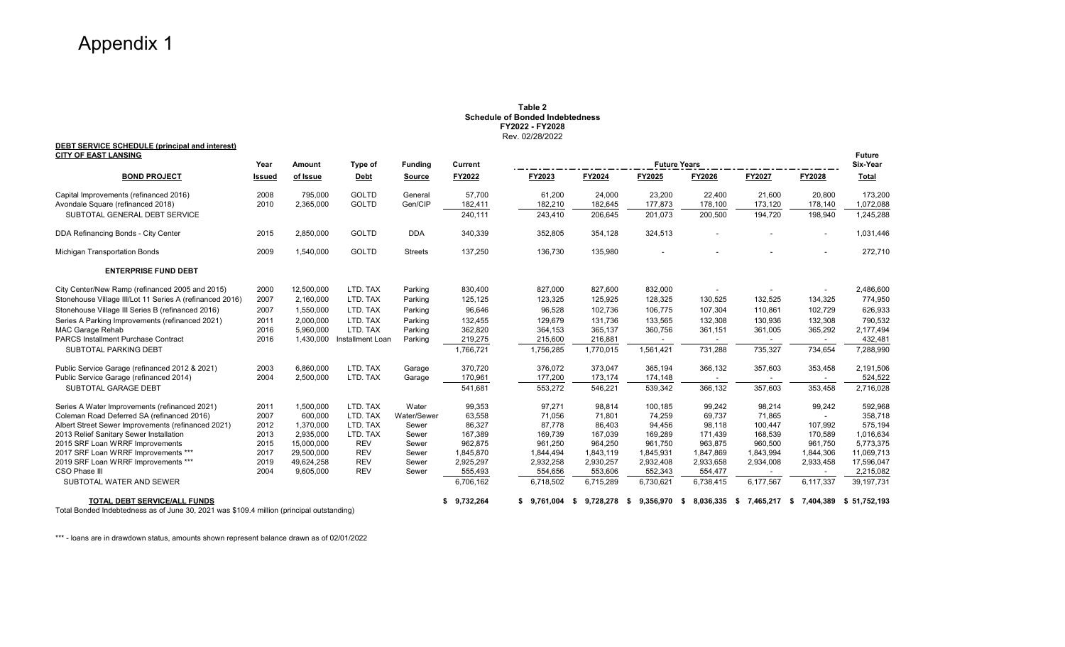# Appendix 1

**Table 2**
**Schedule of Bonded Indebtedness**
**FY2022 - FY2028**
Rev. 02/28/2022

**DEBT SERVICE SCHEDULE (principal and interest)**
**CITY OF EAST LANSING**

| BOND PROJECT | Year Issued | Amount of Issue | Type of Debt | Funding Source | Current FY2022 | Future Years FY2023 | FY2024 | FY2025 | FY2026 | FY2027 | FY2028 | Future Six-Year Total |
|---|---|---|---|---|---|---|---|---|---|---|---|---|
| Capital Improvements (refinanced 2016) | 2008 | 795,000 | GOLTD | General | 57,700 | 61,200 | 24,000 | 23,200 | 22,400 | 21,600 | 20,800 | 173,200 |
| Avondale Square (refinanced 2018) | 2010 | 2,365,000 | GOLTD | Gen/CIP | 182,411 | 182,210 | 182,645 | 177,873 | 178,100 | 173,120 | 178,140 | 1,072,088 |
| SUBTOTAL GENERAL DEBT SERVICE | | | | | 240,111 | 243,410 | 206,645 | 201,073 | 200,500 | 194,720 | 198,940 | 1,245,288 |
| DDA Refinancing Bonds - City Center | 2015 | 2,850,000 | GOLTD | DDA | 340,339 | 352,805 | 354,128 | 324,513 | - | - | - | 1,031,446 |
| Michigan Transportation Bonds | 2009 | 1,540,000 | GOLTD | Streets | 137,250 | 136,730 | 135,980 | - | - | - | - | 272,710 |
| **ENTERPRISE FUND DEBT** | | | | | | | | | | | | |
| City Center/New Ramp (refinanced 2005 and 2015) | 2000 | 12,500,000 | LTD. TAX | Parking | 830,400 | 827,000 | 827,600 | 832,000 | - | - | - | 2,486,600 |
| Stonehouse Village III/Lot 11 Series A (refinanced 2016) | 2007 | 2,160,000 | LTD. TAX | Parking | 125,125 | 123,325 | 125,925 | 128,325 | 130,525 | 132,525 | 134,325 | 774,950 |
| Stonehouse Village III Series B (refinanced 2016) | 2007 | 1,550,000 | LTD. TAX | Parking | 96,646 | 96,528 | 102,736 | 106,775 | 107,304 | 110,861 | 102,729 | 626,933 |
| Series A Parking Improvements (refinanced 2021) | 2011 | 2,000,000 | LTD. TAX | Parking | 132,455 | 129,679 | 131,736 | 133,565 | 132,308 | 130,936 | 132,308 | 790,532 |
| MAC Garage Rehab | 2016 | 5,960,000 | LTD. TAX | Parking | 362,820 | 364,153 | 365,137 | 360,756 | 361,151 | 361,005 | 365,292 | 2,177,494 |
| PARCS Installment Purchase Contract | 2016 | 1,430,000 | Installment Loan | Parking | 219,275 | 215,600 | 216,881 | - | - | - | - | 432,481 |
| SUBTOTAL PARKING DEBT | | | | | 1,766,721 | 1,756,285 | 1,770,015 | 1,561,421 | 731,288 | 735,327 | 734,654 | 7,288,990 |
| Public Service Garage (refinanced 2012 & 2021) | 2003 | 6,860,000 | LTD. TAX | Garage | 370,720 | 376,072 | 373,047 | 365,194 | 366,132 | 357,603 | 353,458 | 2,191,506 |
| Public Service Garage (refinanced 2014) | 2004 | 2,500,000 | LTD. TAX | Garage | 170,961 | 177,200 | 173,174 | 174,148 | - | - | - | 524,522 |
| SUBTOTAL GARAGE DEBT | | | | | 541,681 | 553,272 | 546,221 | 539,342 | 366,132 | 357,603 | 353,458 | 2,716,028 |
| Series A Water Improvements (refinanced 2021) | 2011 | 1,500,000 | LTD. TAX | Water | 99,353 | 97,271 | 98,814 | 100,185 | 99,242 | 98,214 | 99,242 | 592,968 |
| Coleman Road Deferred SA (refinanced 2016) | 2007 | 600,000 | LTD. TAX | Water/Sewer | 63,558 | 71,056 | 71,801 | 74,259 | 69,737 | 71,865 | - | 358,718 |
| Albert Street Sewer Improvements (refinanced 2021) | 2012 | 1,370,000 | LTD. TAX | Sewer | 86,327 | 87,778 | 86,403 | 94,456 | 98,118 | 100,447 | 107,992 | 575,194 |
| 2013 Relief Sanitary Sewer Installation | 2013 | 2,935,000 | LTD. TAX | Sewer | 167,389 | 169,739 | 167,039 | 169,289 | 171,439 | 168,539 | 170,589 | 1,016,634 |
| 2015 SRF Loan WRRF Improvements | 2015 | 15,000,000 | REV | Sewer | 962,875 | 961,250 | 964,250 | 961,750 | 963,875 | 960,500 | 961,750 | 5,773,375 |
| 2017 SRF Loan WRRF Improvements *** | 2017 | 29,500,000 | REV | Sewer | 1,845,870 | 1,844,494 | 1,843,119 | 1,845,931 | 1,847,869 | 1,843,994 | 1,844,306 | 11,069,713 |
| 2019 SRF Loan WRRF Improvements *** | 2019 | 49,624,258 | REV | Sewer | 2,925,297 | 2,932,258 | 2,930,257 | 2,932,408 | 2,933,658 | 2,934,008 | 2,933,458 | 17,596,047 |
| CSO Phase III | 2004 | 9,605,000 | REV | Sewer | 555,493 | 554,656 | 553,606 | 552,343 | 554,477 | - | - | 2,215,082 |
| SUBTOTAL WATER AND SEWER | | | | | 6,706,162 | 6,718,502 | 6,715,289 | 6,730,621 | 6,738,415 | 6,177,567 | 6,117,337 | 39,197,731 |
| **TOTAL DEBT SERVICE/ALL FUNDS** | | | | | $ 9,732,264 | $ 9,761,004 | $ 9,728,278 | $ 9,356,970 | $ 8,036,335 | $ 7,465,217 | $ 7,404,389 | $ 51,752,193 |

Total Bonded Indebtedness as of June 30, 2021 was $109.4 million (principal outstanding)

*** - loans are in drawdown status, amounts shown represent balance drawn as of 02/01/2022